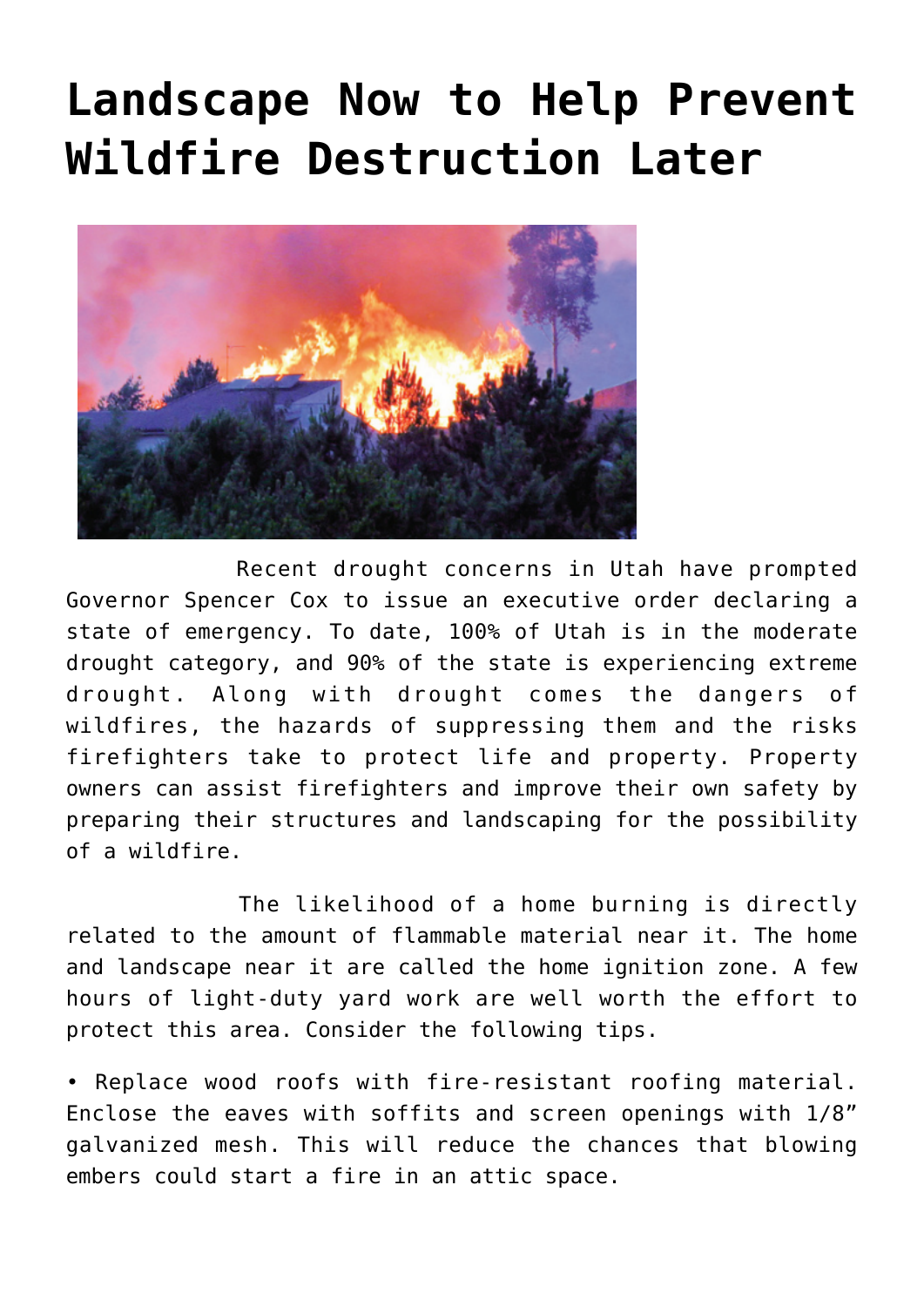# Landscape Now to Help Prevent Wildfire Destruction Later

Recent drought concerns in Utah have prompted Governor Spencer Cox to issue an executive order declaring a state of emergency. To date, 100% of Utah is in the moderate drought category, and 90% of the state is experiencing extreme drought. Along with drought comes the dangers of wildfires, the hazards of suppressing them and the risks firefighters take to protect life and property. Property owners can assist firefighters and improve their own safety by preparing their structures and landscaping for the possibility of a wildfire.

The likelihood of a home burning is directly related to the amount of flammable material near it. The home and landscape near it are called the home ignition zone. A few hours of light-duty yard work are well worth the effort to protect this area. Consider the following tips.

• Replace wood roofs with fire-resistant roofing material. Enclose the eaves with soffits and screen openings with 1/8" galvanized mesh. This will reduce the chances that blowing embers could start a fire in an attic space.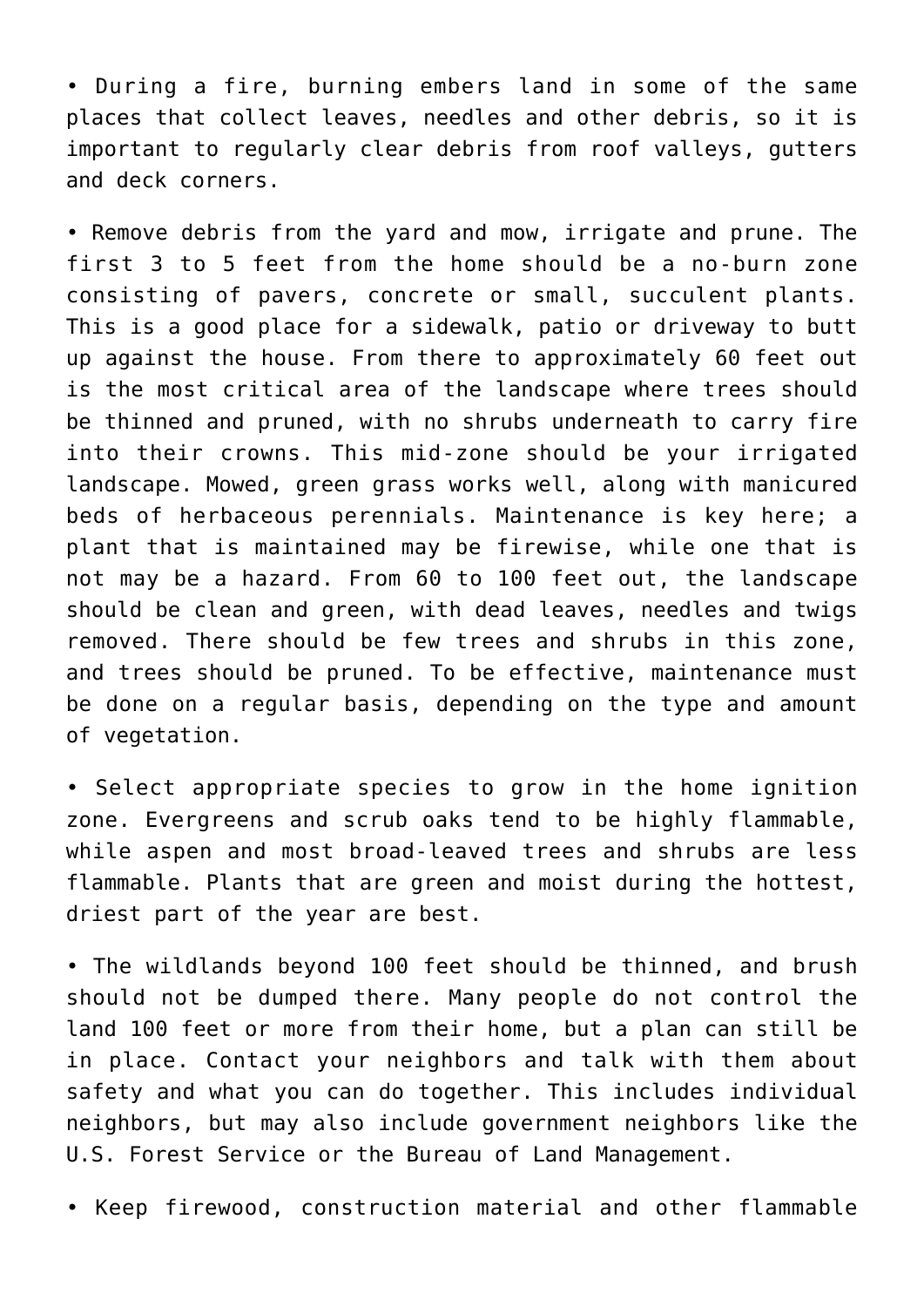- During a fire, burning embers land in some of the same places that collect leaves, needles and other debris, so it is important to regularly clear debris from roof valleys, gutters and deck corners.

- Remove debris from the yard and mow, irrigate and prune. The first 3 to 5 feet from the home should be a no-burn zone consisting of pavers, concrete or small, succulent plants. This is a good place for a sidewalk, patio or driveway to butt up against the house. From there to approximately 60 feet out is the most critical area of the landscape where trees should be thinned and pruned, with no shrubs underneath to carry fire into their crowns. This mid-zone should be your irrigated landscape. Mowed, green grass works well, along with manicured beds of herbaceous perennials. Maintenance is key here; a plant that is maintained may be firewise, while one that is not may be a hazard. From 60 to 100 feet out, the landscape should be clean and green, with dead leaves, needles and twigs removed. There should be few trees and shrubs in this zone, and trees should be pruned. To be effective, maintenance must be done on a regular basis, depending on the type and amount of vegetation.

- Select appropriate species to grow in the home ignition zone. Evergreens and scrub oaks tend to be highly flammable, while aspen and most broad-leaved trees and shrubs are less flammable. Plants that are green and moist during the hottest, driest part of the year are best.

- The wildlands beyond 100 feet should be thinned, and brush should not be dumped there. Many people do not control the land 100 feet or more from their home, but a plan can still be in place. Contact your neighbors and talk with them about safety and what you can do together. This includes individual neighbors, but may also include government neighbors like the U.S. Forest Service or the Bureau of Land Management.

- Keep firewood, construction material and other flammable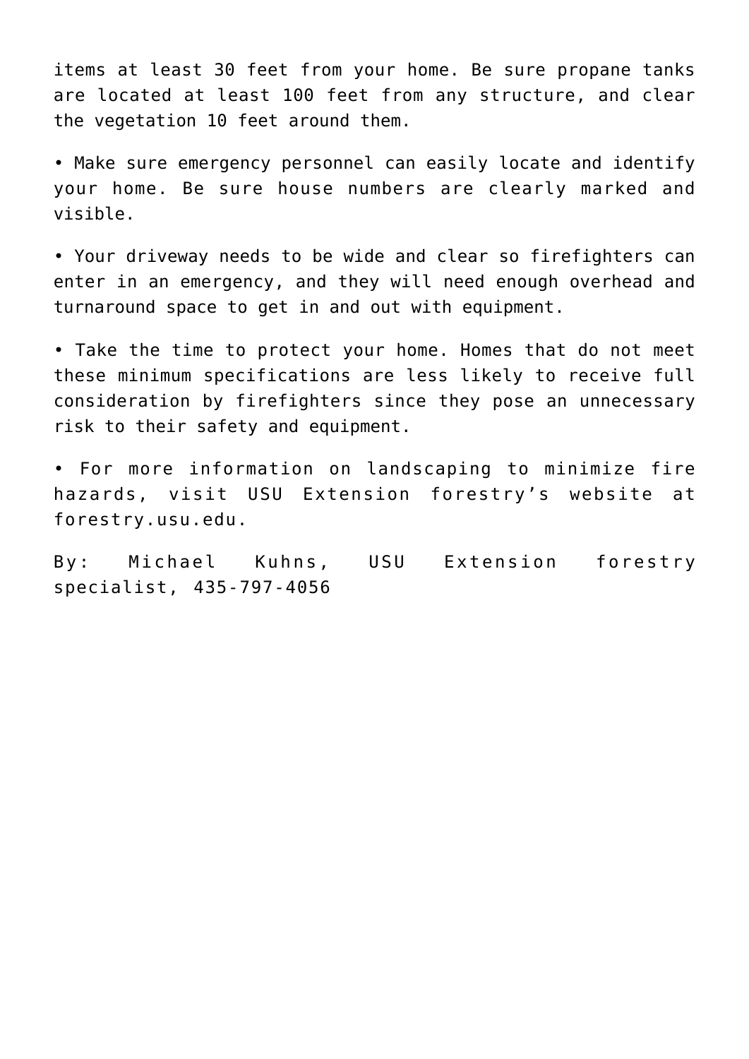items at least 30 feet from your home. Be sure propane tanks are located at least 100 feet from any structure, and clear the vegetation 10 feet around them.

• Make sure emergency personnel can easily locate and identify your home. Be sure house numbers are clearly marked and visible.

• Your driveway needs to be wide and clear so firefighters can enter in an emergency, and they will need enough overhead and turnaround space to get in and out with equipment.

• Take the time to protect your home. Homes that do not meet these minimum specifications are less likely to receive full consideration by firefighters since they pose an unnecessary risk to their safety and equipment.

• For more information on landscaping to minimize fire hazards, visit USU Extension forestry's website at forestry.usu.edu.

By: Michael Kuhns, USU Extension forestry specialist, 435-797-4056